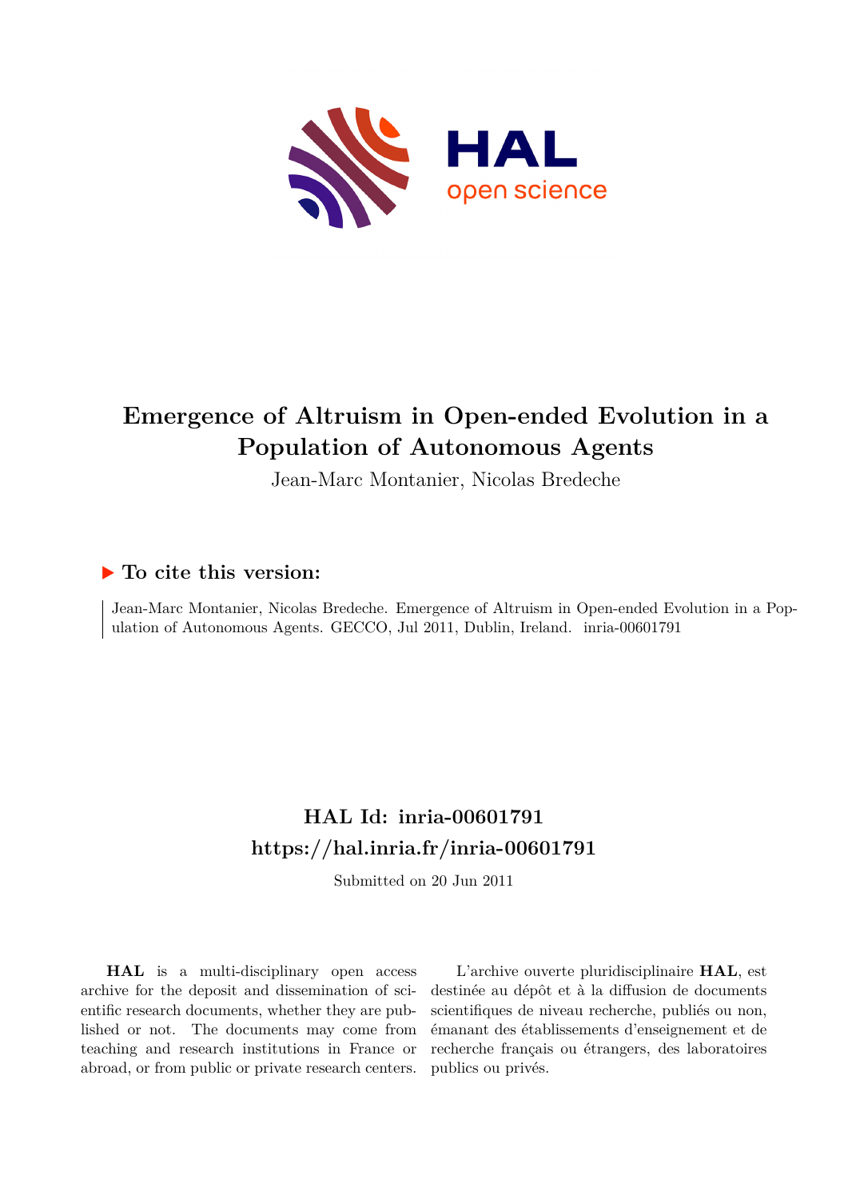# Emergence of Altruism in Open-ended Evolution in a Population of Autonomous Agents

Jean-Marc Montanier, Nicolas Bredeche

## ▶ To cite this version:

Jean-Marc Montanier, Nicolas Bredeche. Emergence of Altruism in Open-ended Evolution in a Population of Autonomous Agents. GECCO, Jul 2011, Dublin, Ireland. inria-00601791

## HAL Id: inria-00601791
## https://hal.inria.fr/inria-00601791

Submitted on 20 Jun 2011

**HAL** is a multi-disciplinary open access archive for the deposit and dissemination of scientific research documents, whether they are published or not. The documents may come from teaching and research institutions in France or abroad, or from public or private research centers.

L'archive ouverte pluridisciplinaire **HAL**, est destinée au dépôt et à la diffusion de documents scientifiques de niveau recherche, publiés ou non, émanant des établissements d'enseignement et de recherche français ou étrangers, des laboratoires publics ou privés.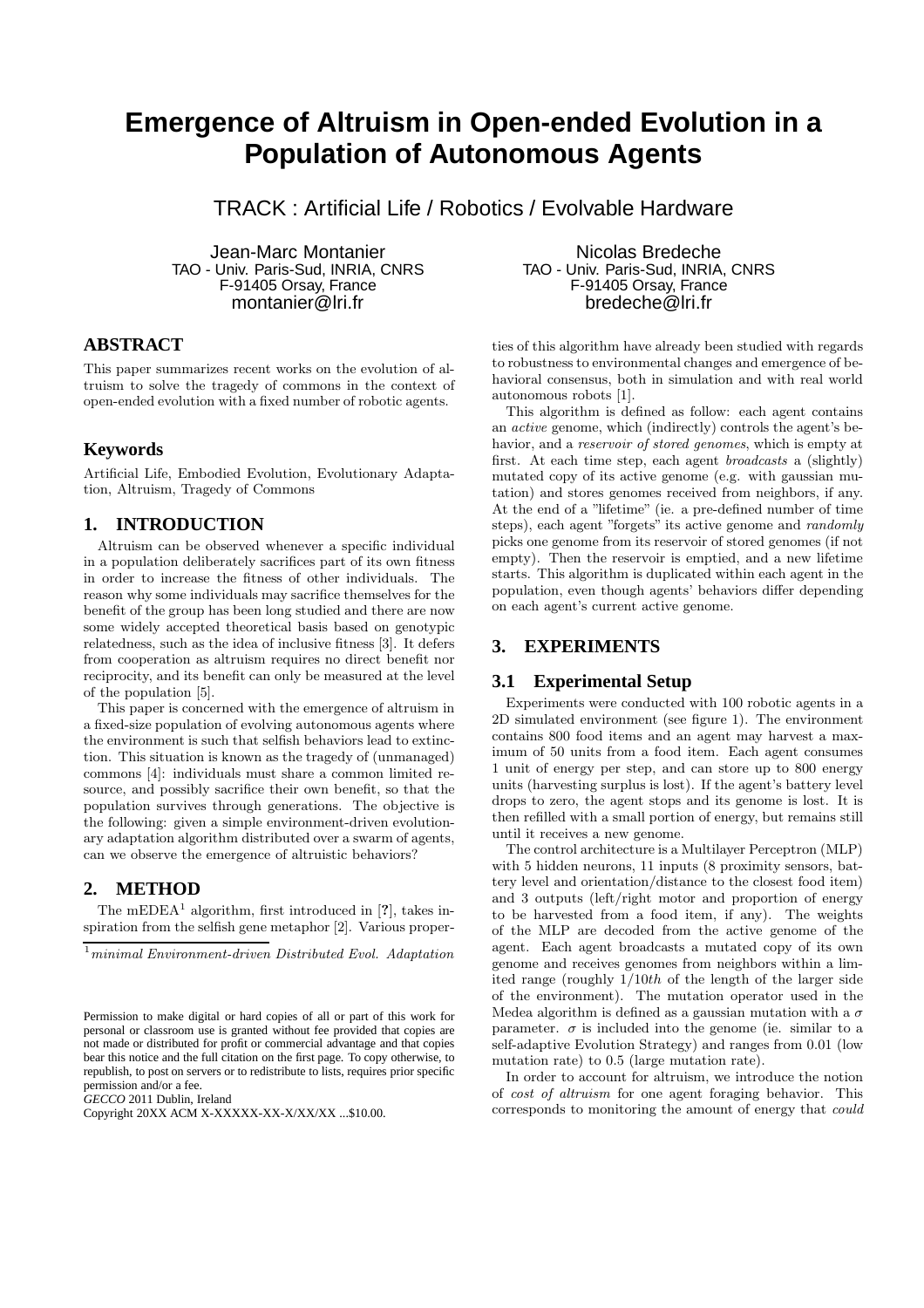# Emergence of Altruism in Open-ended Evolution in a Population of Autonomous Agents

TRACK : Artificial Life / Robotics / Evolvable Hardware

Jean-Marc Montanier
TAO - Univ. Paris-Sud, INRIA, CNRS
F-91405 Orsay, France
montanier@lri.fr

Nicolas Bredeche
TAO - Univ. Paris-Sud, INRIA, CNRS
F-91405 Orsay, France
bredeche@lri.fr

## ABSTRACT

This paper summarizes recent works on the evolution of altruism to solve the tragedy of commons in the context of open-ended evolution with a fixed number of robotic agents.

## Keywords

Artificial Life, Embodied Evolution, Evolutionary Adaptation, Altruism, Tragedy of Commons

## 1. INTRODUCTION

Altruism can be observed whenever a specific individual in a population deliberately sacrifices part of its own fitness in order to increase the fitness of other individuals. The reason why some individuals may sacrifice themselves for the benefit of the group has been long studied and there are now some widely accepted theoretical basis based on genotypic relatedness, such as the idea of inclusive fitness [3]. It defers from cooperation as altruism requires no direct benefit nor reciprocity, and its benefit can only be measured at the level of the population [5].

This paper is concerned with the emergence of altruism in a fixed-size population of evolving autonomous agents where the environment is such that selfish behaviors lead to extinction. This situation is known as the tragedy of (unmanaged) commons [4]: individuals must share a common limited resource, and possibly sacrifice their own benefit, so that the population survives through generations. The objective is the following: given a simple environment-driven evolutionary adaptation algorithm distributed over a swarm of agents, can we observe the emergence of altruistic behaviors?

## 2. METHOD

The mEDEA[1] algorithm, first introduced in [?], takes inspiration from the selfish gene metaphor [2]. Various properties of this algorithm have already been studied with regards to robustness to environmental changes and emergence of behavioral consensus, both in simulation and with real world autonomous robots [1].

This algorithm is defined as follow: each agent contains an *active* genome, which (indirectly) controls the agent's behavior, and a *reservoir of stored genomes*, which is empty at first. At each time step, each agent *broadcasts* a (slightly) mutated copy of its active genome (e.g. with gaussian mutation) and stores genomes received from neighbors, if any. At the end of a "lifetime" (ie. a pre-defined number of time steps), each agent "forgets" its active genome and *randomly* picks one genome from its reservoir of stored genomes (if not empty). Then the reservoir is emptied, and a new lifetime starts. This algorithm is duplicated within each agent in the population, even though agents' behaviors differ depending on each agent's current active genome.

[1] *minimal Environment-driven Distributed Evol. Adaptation*

## 3. EXPERIMENTS

### 3.1 Experimental Setup

Experiments were conducted with 100 robotic agents in a 2D simulated environment (see figure 1). The environment contains 800 food items and an agent may harvest a maximum of 50 units from a food item. Each agent consumes 1 unit of energy per step, and can store up to 800 energy units (harvesting surplus is lost). If the agent's battery level drops to zero, the agent stops and its genome is lost. It is then refilled with a small portion of energy, but remains still until it receives a new genome.

The control architecture is a Multilayer Perceptron (MLP) with 5 hidden neurons, 11 inputs (8 proximity sensors, battery level and orientation/distance to the closest food item) and 3 outputs (left/right motor and proportion of energy to be harvested from a food item, if any). The weights of the MLP are decoded from the active genome of the agent. Each agent broadcasts a mutated copy of its own genome and receives genomes from neighbors within a limited range (roughly $1/10th$ of the length of the larger side of the environment). The mutation operator used in the Medea algorithm is defined as a gaussian mutation with a $\sigma$ parameter. $\sigma$ is included into the genome (ie. similar to a self-adaptive Evolution Strategy) and ranges from 0.01 (low mutation rate) to 0.5 (large mutation rate).

In order to account for altruism, we introduce the notion of *cost of altruism* for one agent foraging behavior. This corresponds to monitoring the amount of energy that *could*

Permission to make digital or hard copies of all or part of this work for personal or classroom use is granted without fee provided that copies are not made or distributed for profit or commercial advantage and that copies bear this notice and the full citation on the first page. To copy otherwise, to republish, to post on servers or to redistribute to lists, requires prior specific permission and/or a fee.
*GECCO* 2011 Dublin, Ireland
Copyright 20XX ACM X-XXXXX-XX-X/XX/XX ...$10.00.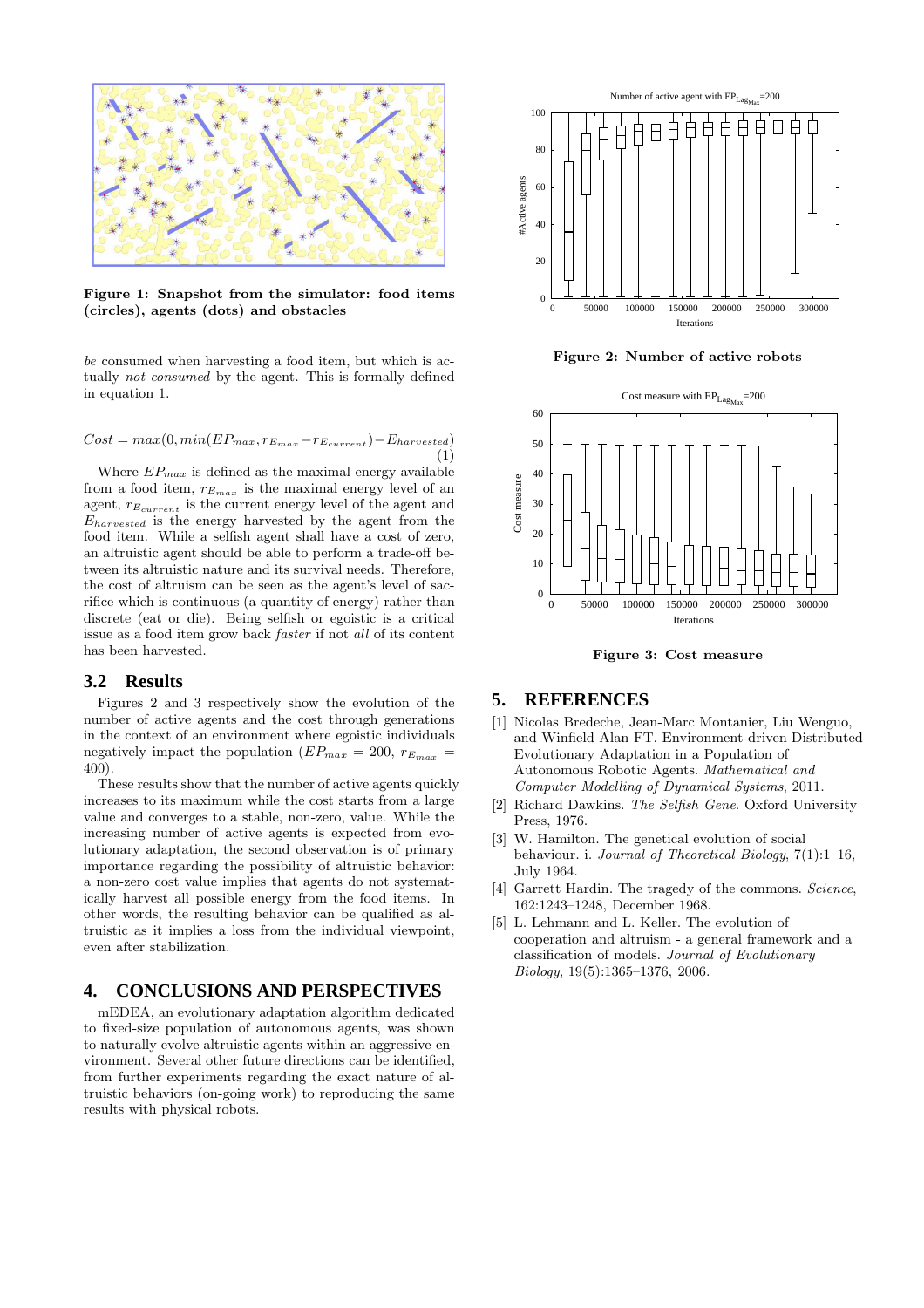**Figure 1: Snapshot from the simulator: food items (circles), agents (dots) and obstacles**

*be* consumed when harvesting a food item, but which is actually *not consumed* by the agent. This is formally defined in equation 1.

$$Cost = max(0, min(EP_{max}, r_{E_{max}} - r_{E_{current}}) - E_{harvested}) \quad (1)$$

Where $EP_{max}$ is defined as the maximal energy available from a food item, $r_{E_{max}}$ is the maximal energy level of an agent, $r_{E_{current}}$ is the current energy level of the agent and $E_{harvested}$ is the energy harvested by the agent from the food item. While a selfish agent shall have a cost of zero, an altruistic agent should be able to perform a trade-off between its altruistic nature and its survival needs. Therefore, the cost of altruism can be seen as the agent's level of sacrifice which is continuous (a quantity of energy) rather than discrete (eat or die). Being selfish or egoistic is a critical issue as a food item grow back *faster* if not *all* of its content has been harvested.

## 3.2 Results

Figures 2 and 3 respectively show the evolution of the number of active agents and the cost through generations in the context of an environment where egoistic individuals negatively impact the population ($EP_{max} = 200$, $r_{E_{max}} = 400$).

These results show that the number of active agents quickly increases to its maximum while the cost starts from a large value and converges to a stable, non-zero, value. While the increasing number of active agents is expected from evolutionary adaptation, the second observation is of primary importance regarding the possibility of altruistic behavior: a non-zero cost value implies that agents do not systematically harvest all possible energy from the food items. In other words, the resulting behavior can be qualified as altruistic as it implies a loss from the individual viewpoint, even after stabilization.

# 4. CONCLUSIONS AND PERSPECTIVES

mEDEA, an evolutionary adaptation algorithm dedicated to fixed-size population of autonomous agents, was shown to naturally evolve altruistic agents within an aggressive environment. Several other future directions can be identified, from further experiments regarding the exact nature of altruistic behaviors (on-going work) to reproducing the same results with physical robots.

Number of active agent with $EP_{Lag_{Max}}$=200

#Active agents

0
20
40
60
80
100

0 50000 100000 150000 200000 250000 300000

Iterations

**Figure 2: Number of active robots**

Cost measure with $EP_{Lag_{Max}}$=200

Cost measure

0
10
20
30
40
50
60

0 50000 100000 150000 200000 250000 300000

Iterations

**Figure 3: Cost measure**

# 5. REFERENCES

[1] Nicolas Bredeche, Jean-Marc Montanier, Liu Wenguo, and Winfield Alan FT. Environment-driven Distributed Evolutionary Adaptation in a Population of Autonomous Robotic Agents. *Mathematical and Computer Modelling of Dynamical Systems*, 2011.

[2] Richard Dawkins. *The Selfish Gene*. Oxford University Press, 1976.

[3] W. Hamilton. The genetical evolution of social behaviour. i. *Journal of Theoretical Biology*, 7(1):1–16, July 1964.

[4] Garrett Hardin. The tragedy of the commons. *Science*, 162:1243–1248, December 1968.

[5] L. Lehmann and L. Keller. The evolution of cooperation and altruism - a general framework and a classification of models. *Journal of Evolutionary Biology*, 19(5):1365–1376, 2006.